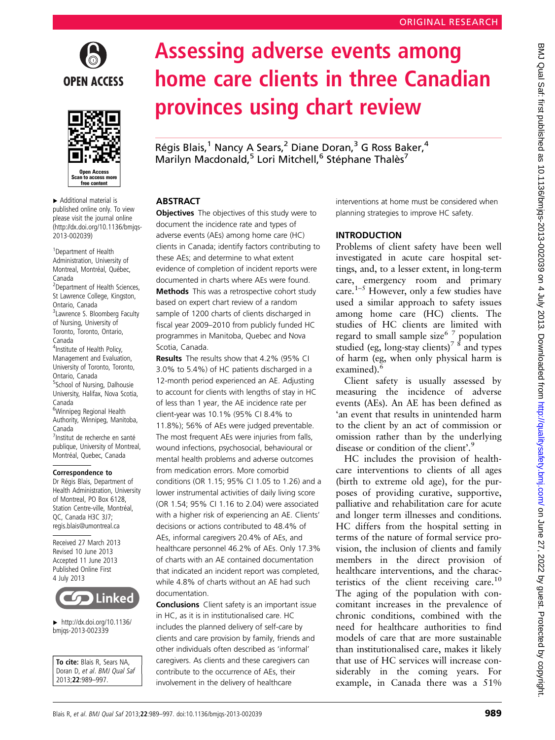ORIGINAL RESEARCH

# Assessing adverse events among home care clients in three Canadian provinces using chart review

Régis Blais,[1] Nancy A Sears,[2] Diane Doran,[3] G Ross Baker,[4] Marilyn Macdonald,[5] Lori Mitchell,[6] Stéphane Thalès[7]

► Additional material is published online only. To view please visit the journal online (http://dx.doi.org/10.1136/bmjqs-2013-002039)

[1]Department of Health Administration, University of Montreal, Montréal, Québec, Canada
[2]Department of Health Sciences, St Lawrence College, Kingston, Ontario, Canada
[3]Lawrence S. Bloomberg Faculty of Nursing, University of Toronto, Toronto, Ontario, Canada
[4]Institute of Health Policy, Management and Evaluation, University of Toronto, Toronto, Ontario, Canada
[5]School of Nursing, Dalhousie University, Halifax, Nova Scotia, Canada
[6]Winnipeg Regional Health Authority, Winnipeg, Manitoba, Canada
[7]Institut de recherche en santé publique, University of Montreal, Montréal, Quebec, Canada

**Correspondence to**
Dr Régis Blais, Department of Health Administration, University of Montreal, PO Box 6128, Station Centre-ville, Montréal, QC, Canada H3C 3J7; regis.blais@umontreal.ca

Received 27 March 2013
Revised 10 June 2013
Accepted 11 June 2013
Published Online First 4 July 2013

► http://dx.doi.org/10.1136/bmjqs-2013-002339

**To cite:** Blais R, Sears NA, Doran D, *et al*. *BMJ Qual Saf* 2013;**22**:989–997.

## ABSTRACT

**Objectives** The objectives of this study were to document the incidence rate and types of adverse events (AEs) among home care (HC) clients in Canada; identify factors contributing to these AEs; and determine to what extent evidence of completion of incident reports were documented in charts where AEs were found.

**Methods** This was a retrospective cohort study based on expert chart review of a random sample of 1200 charts of clients discharged in fiscal year 2009–2010 from publicly funded HC programmes in Manitoba, Quebec and Nova Scotia, Canada.

**Results** The results show that 4.2% (95% CI 3.0% to 5.4%) of HC patients discharged in a 12-month period experienced an AE. Adjusting to account for clients with lengths of stay in HC of less than 1 year, the AE incidence rate per client-year was 10.1% (95% CI 8.4% to 11.8%); 56% of AEs were judged preventable. The most frequent AEs were injuries from falls, wound infections, psychosocial, behavioural or mental health problems and adverse outcomes from medication errors. More comorbid conditions (OR 1.15; 95% CI 1.05 to 1.26) and a lower instrumental activities of daily living score (OR 1.54; 95% CI 1.16 to 2.04) were associated with a higher risk of experiencing an AE. Clients' decisions or actions contributed to 48.4% of AEs, informal caregivers 20.4% of AEs, and healthcare personnel 46.2% of AEs. Only 17.3% of charts with an AE contained documentation that indicated an incident report was completed, while 4.8% of charts without an AE had such documentation.

**Conclusions** Client safety is an important issue in HC, as it is in institutionalised care. HC includes the planned delivery of self-care by clients and care provision by family, friends and other individuals often described as 'informal' caregivers. As clients and these caregivers can contribute to the occurrence of AEs, their involvement in the delivery of healthcare interventions at home must be considered when planning strategies to improve HC safety.

## INTRODUCTION

Problems of client safety have been well investigated in acute care hospital settings, and, to a lesser extent, in long-term care, emergency room and primary care.[1–5] However, only a few studies have used a similar approach to safety issues among home care (HC) clients. The studies of HC clients are limited with regard to small sample size[6,7] population studied (eg, long-stay clients)[7,8] and types of harm (eg, when only physical harm is examined).[6]

Client safety is usually assessed by measuring the incidence of adverse events (AEs). An AE has been defined as 'an event that results in unintended harm to the client by an act of commission or omission rather than by the underlying disease or condition of the client'.[9]

HC includes the provision of healthcare interventions to clients of all ages (birth to extreme old age), for the purposes of providing curative, supportive, palliative and rehabilitation care for acute and longer term illnesses and conditions. HC differs from the hospital setting in terms of the nature of formal service provision, the inclusion of clients and family members in the direct provision of healthcare interventions, and the characteristics of the client receiving care.[10] The aging of the population with concomitant increases in the prevalence of chronic conditions, combined with the need for healthcare authorities to find models of care that are more sustainable than institutionalised care, makes it likely that use of HC services will increase considerably in the coming years. For example, in Canada there was a 51%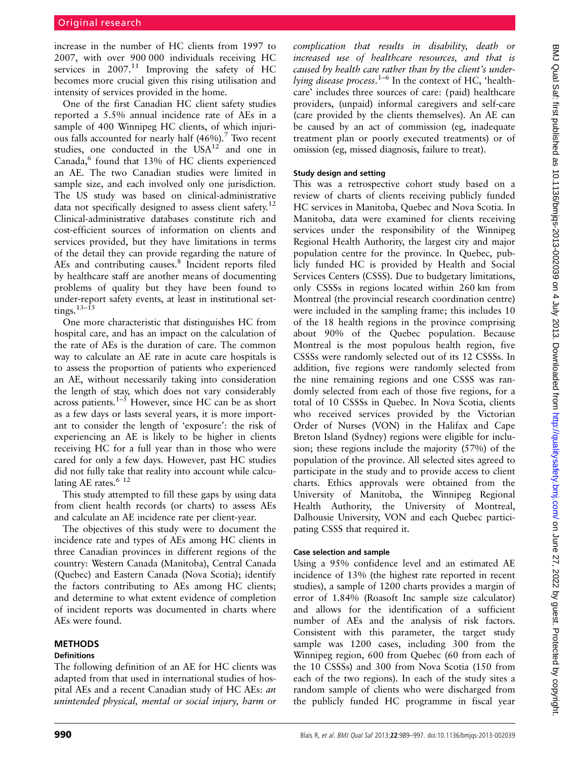increase in the number of HC clients from 1997 to 2007, with over 900 000 individuals receiving HC services in 2007.[11] Improving the safety of HC becomes more crucial given this rising utilisation and intensity of services provided in the home.

One of the first Canadian HC client safety studies reported a 5.5% annual incidence rate of AEs in a sample of 400 Winnipeg HC clients, of which injurious falls accounted for nearly half (46%).[7] Two recent studies, one conducted in the USA[12] and one in Canada,[6] found that 13% of HC clients experienced an AE. The two Canadian studies were limited in sample size, and each involved only one jurisdiction. The US study was based on clinical-administrative data not specifically designed to assess client safety.[12] Clinical-administrative databases constitute rich and cost-efficient sources of information on clients and services provided, but they have limitations in terms of the detail they can provide regarding the nature of AEs and contributing causes.[8] Incident reports filed by healthcare staff are another means of documenting problems of quality but they have been found to under-report safety events, at least in institutional settings.[13–15]

One more characteristic that distinguishes HC from hospital care, and has an impact on the calculation of the rate of AEs is the duration of care. The common way to calculate an AE rate in acute care hospitals is to assess the proportion of patients who experienced an AE, without necessarily taking into consideration the length of stay, which does not vary considerably across patients.[1–5] However, since HC can be as short as a few days or lasts several years, it is more important to consider the length of 'exposure': the risk of experiencing an AE is likely to be higher in clients receiving HC for a full year than in those who were cared for only a few days. However, past HC studies did not fully take that reality into account while calculating AE rates.[6 12]

This study attempted to fill these gaps by using data from client health records (or charts) to assess AEs and calculate an AE incidence rate per client-year.

The objectives of this study were to document the incidence rate and types of AEs among HC clients in three Canadian provinces in different regions of the country: Western Canada (Manitoba), Central Canada (Quebec) and Eastern Canada (Nova Scotia); identify the factors contributing to AEs among HC clients; and determine to what extent evidence of completion of incident reports was documented in charts where AEs were found.

## METHODS

### Definitions

The following definition of an AE for HC clients was adapted from that used in international studies of hospital AEs and a recent Canadian study of HC AEs: *an unintended physical, mental or social injury, harm or complication that results in disability, death or increased use of healthcare resources, and that is caused by health care rather than by the client's underlying disease process*.[1–6] In the context of HC, 'healthcare' includes three sources of care: (paid) healthcare providers, (unpaid) informal caregivers and self-care (care provided by the clients themselves). An AE can be caused by an act of commission (eg, inadequate treatment plan or poorly executed treatments) or of omission (eg, missed diagnosis, failure to treat).

### Study design and setting

This was a retrospective cohort study based on a review of charts of clients receiving publicly funded HC services in Manitoba, Quebec and Nova Scotia. In Manitoba, data were examined for clients receiving services under the responsibility of the Winnipeg Regional Health Authority, the largest city and major population centre for the province. In Quebec, publicly funded HC is provided by Health and Social Services Centers (CSSS). Due to budgetary limitations, only CSSSs in regions located within 260 km from Montreal (the provincial research coordination centre) were included in the sampling frame; this includes 10 of the 18 health regions in the province comprising about 90% of the Quebec population. Because Montreal is the most populous health region, five CSSSs were randomly selected out of its 12 CSSSs. In addition, five regions were randomly selected from the nine remaining regions and one CSSS was randomly selected from each of those five regions, for a total of 10 CSSSs in Quebec. In Nova Scotia, clients who received services provided by the Victorian Order of Nurses (VON) in the Halifax and Cape Breton Island (Sydney) regions were eligible for inclusion; these regions include the majority (57%) of the population of the province. All selected sites agreed to participate in the study and to provide access to client charts. Ethics approvals were obtained from the University of Manitoba, the Winnipeg Regional Health Authority, the University of Montreal, Dalhousie University, VON and each Quebec participating CSSS that required it.

### Case selection and sample

Using a 95% confidence level and an estimated AE incidence of 13% (the highest rate reported in recent studies), a sample of 1200 charts provides a margin of error of 1.84% (Roasoft Inc sample size calculator) and allows for the identification of a sufficient number of AEs and the analysis of risk factors. Consistent with this parameter, the target study sample was 1200 cases, including 300 from the Winnipeg region, 600 from Quebec (60 from each of the 10 CSSSs) and 300 from Nova Scotia (150 from each of the two regions). In each of the study sites a random sample of clients who were discharged from the publicly funded HC programme in fiscal year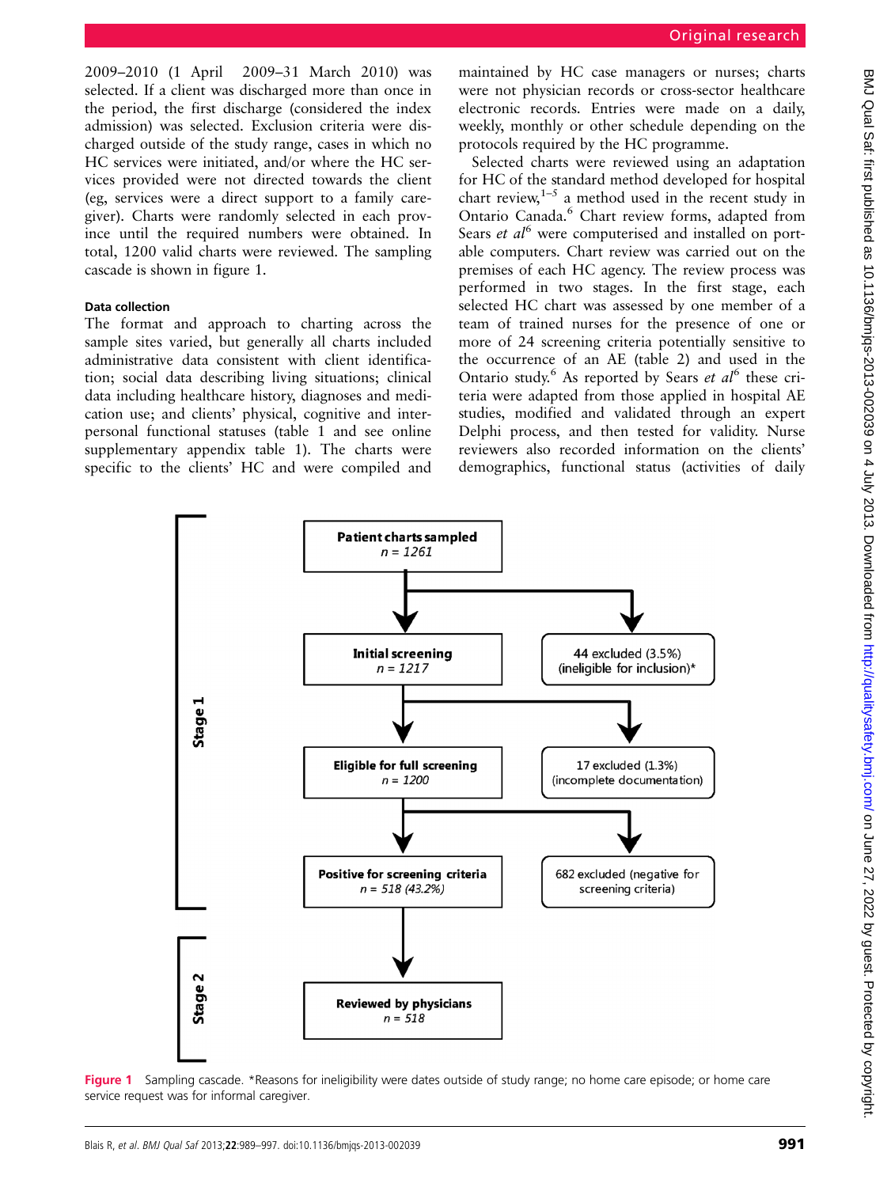2009–2010 (1 April 2009–31 March 2010) was selected. If a client was discharged more than once in the period, the first discharge (considered the index admission) was selected. Exclusion criteria were discharged outside of the study range, cases in which no HC services were initiated, and/or where the HC services provided were not directed towards the client (eg, services were a direct support to a family caregiver). Charts were randomly selected in each province until the required numbers were obtained. In total, 1200 valid charts were reviewed. The sampling cascade is shown in figure 1.

### Data collection

The format and approach to charting across the sample sites varied, but generally all charts included administrative data consistent with client identification; social data describing living situations; clinical data including healthcare history, diagnoses and medication use; and clients' physical, cognitive and interpersonal functional statuses (table 1 and see online supplementary appendix table 1). The charts were specific to the clients' HC and were compiled and maintained by HC case managers or nurses; charts were not physician records or cross-sector healthcare electronic records. Entries were made on a daily, weekly, monthly or other schedule depending on the protocols required by the HC programme.

Selected charts were reviewed using an adaptation for HC of the standard method developed for hospital chart review,[1–5] a method used in the recent study in Ontario Canada.[6] Chart review forms, adapted from Sears *et al*[6] were computerised and installed on portable computers. Chart review was carried out on the premises of each HC agency. The review process was performed in two stages. In the first stage, each selected HC chart was assessed by one member of a team of trained nurses for the presence of one or more of 24 screening criteria potentially sensitive to the occurrence of an AE (table 2) and used in the Ontario study.[6] As reported by Sears *et al*[6] these criteria were adapted from those applied in hospital AE studies, modified and validated through an expert Delphi process, and then tested for validity. Nurse reviewers also recorded information on the clients' demographics, functional status (activities of daily

Stage 1

Patient charts sampled
n = 1261

Initial screening
n = 1217

44 excluded (3.5%)
(ineligible for inclusion)*

Eligible for full screening
n = 1200

17 excluded (1.3%)
(incomplete documentation)

Positive for screening criteria
n = 518 (43.2%)

682 excluded (negative for screening criteria)

Stage 2

Reviewed by physicians
n = 518

**Figure 1** Sampling cascade. *Reasons for ineligibility were dates outside of study range; no home care episode; or home care service request was for informal caregiver.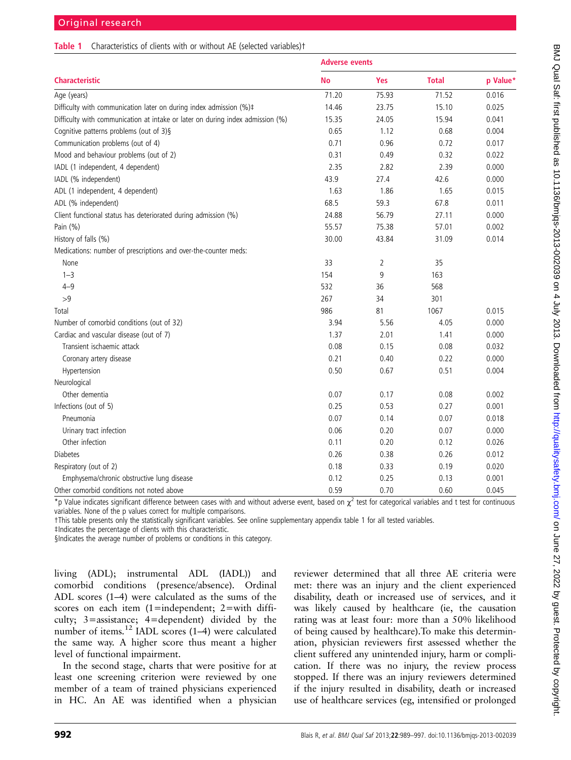**Table 1** Characteristics of clients with or without AE (selected variables)†

| Characteristic | Adverse events | | | |
|---|---|---|---|---|
| | No | Yes | Total | p Value* |
| Age (years) | 71.20 | 75.93 | 71.52 | 0.016 |
| Difficulty with communication later on during index admission (%)‡ | 14.46 | 23.75 | 15.10 | 0.025 |
| Difficulty with communication at intake or later on during index admission (%) | 15.35 | 24.05 | 15.94 | 0.041 |
| Cognitive patterns problems (out of 3)§ | 0.65 | 1.12 | 0.68 | 0.004 |
| Communication problems (out of 4) | 0.71 | 0.96 | 0.72 | 0.017 |
| Mood and behaviour problems (out of 2) | 0.31 | 0.49 | 0.32 | 0.022 |
| IADL (1 independent, 4 dependent) | 2.35 | 2.82 | 2.39 | 0.000 |
| IADL (% independent) | 43.9 | 27.4 | 42.6 | 0.000 |
| ADL (1 independent, 4 dependent) | 1.63 | 1.86 | 1.65 | 0.015 |
| ADL (% independent) | 68.5 | 59.3 | 67.8 | 0.011 |
| Client functional status has deteriorated during admission (%) | 24.88 | 56.79 | 27.11 | 0.000 |
| Pain (%) | 55.57 | 75.38 | 57.01 | 0.002 |
| History of falls (%) | 30.00 | 43.84 | 31.09 | 0.014 |
| Medications: number of prescriptions and over-the-counter meds: | | | | |
| None | 33 | 2 | 35 | |
| 1–3 | 154 | 9 | 163 | |
| 4–9 | 532 | 36 | 568 | |
| >9 | 267 | 34 | 301 | |
| Total | 986 | 81 | 1067 | 0.015 |
| Number of comorbid conditions (out of 32) | 3.94 | 5.56 | 4.05 | 0.000 |
| Cardiac and vascular disease (out of 7) | 1.37 | 2.01 | 1.41 | 0.000 |
| Transient ischaemic attack | 0.08 | 0.15 | 0.08 | 0.032 |
| Coronary artery disease | 0.21 | 0.40 | 0.22 | 0.000 |
| Hypertension | 0.50 | 0.67 | 0.51 | 0.004 |
| Neurological | | | | |
| Other dementia | 0.07 | 0.17 | 0.08 | 0.002 |
| Infections (out of 5) | 0.25 | 0.53 | 0.27 | 0.001 |
| Pneumonia | 0.07 | 0.14 | 0.07 | 0.018 |
| Urinary tract infection | 0.06 | 0.20 | 0.07 | 0.000 |
| Other infection | 0.11 | 0.20 | 0.12 | 0.026 |
| Diabetes | 0.26 | 0.38 | 0.26 | 0.012 |
| Respiratory (out of 2) | 0.18 | 0.33 | 0.19 | 0.020 |
| Emphysema/chronic obstructive lung disease | 0.12 | 0.25 | 0.13 | 0.001 |
| Other comorbid conditions not noted above | 0.59 | 0.70 | 0.60 | 0.045 |

*p Value indicates significant difference between cases with and without adverse event, based on $\chi^2$ test for categorical variables and t test for continuous variables. None of the p values correct for multiple comparisons.
†This table presents only the statistically significant variables. See online supplementary appendix table 1 for all tested variables.
‡Indicates the percentage of clients with this characteristic.
§Indicates the average number of problems or conditions in this category.

living (ADL); instrumental ADL (IADL)) and comorbid conditions (presence/absence). Ordinal ADL scores (1–4) were calculated as the sums of the scores on each item (1=independent; 2=with difficulty; 3=assistance; 4=dependent) divided by the number of items.[12] IADL scores (1–4) were calculated the same way. A higher score thus meant a higher level of functional impairment.

In the second stage, charts that were positive for at least one screening criterion were reviewed by one member of a team of trained physicians experienced in HC. An AE was identified when a physician reviewer determined that all three AE criteria were met: there was an injury and the client experienced disability, death or increased use of services, and it was likely caused by healthcare (ie, the causation rating was at least four: more than a 50% likelihood of being caused by healthcare).To make this determination, physician reviewers first assessed whether the client suffered any unintended injury, harm or complication. If there was no injury, the review process stopped. If there was an injury reviewers determined if the injury resulted in disability, death or increased use of healthcare services (eg, intensified or prolonged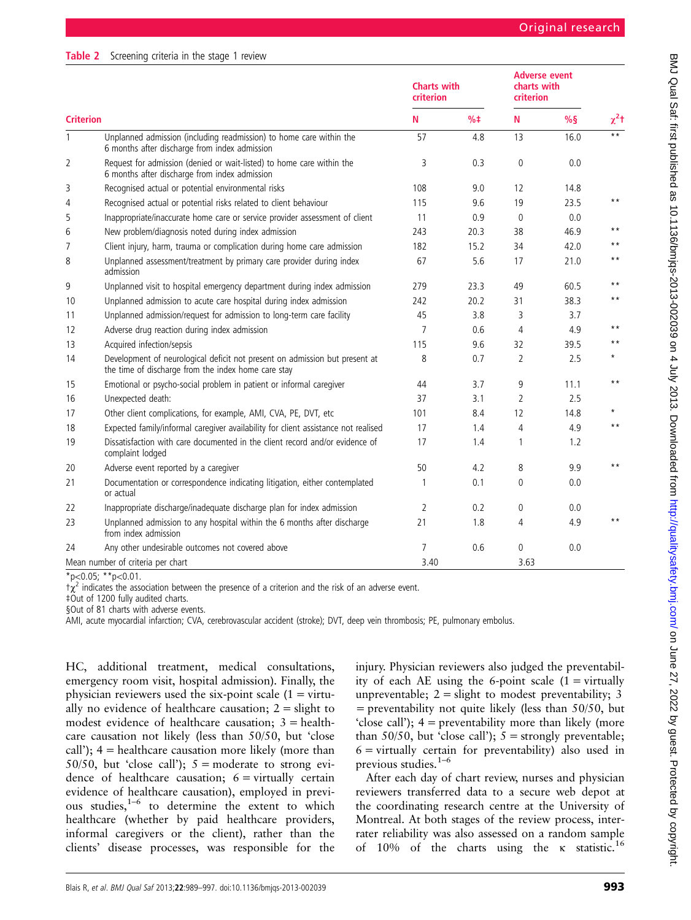**Table 2** Screening criteria in the stage 1 review

| | Criterion | Charts with criterion | | Adverse event charts with criterion | | |
|---|---|---|---|---|---|---|
| | | N | %‡ | N | %§ | $\chi^2$† |
| 1 | Unplanned admission (including readmission) to home care within the 6 months after discharge from index admission | 57 | 4.8 | 13 | 16.0 | ** |
| 2 | Request for admission (denied or wait-listed) to home care within the 6 months after discharge from index admission | 3 | 0.3 | 0 | 0.0 | |
| 3 | Recognised actual or potential environmental risks | 108 | 9.0 | 12 | 14.8 | |
| 4 | Recognised actual or potential risks related to client behaviour | 115 | 9.6 | 19 | 23.5 | ** |
| 5 | Inappropriate/inaccurate home care or service provider assessment of client | 11 | 0.9 | 0 | 0.0 | |
| 6 | New problem/diagnosis noted during index admission | 243 | 20.3 | 38 | 46.9 | ** |
| 7 | Client injury, harm, trauma or complication during home care admission | 182 | 15.2 | 34 | 42.0 | ** |
| 8 | Unplanned assessment/treatment by primary care provider during index admission | 67 | 5.6 | 17 | 21.0 | ** |
| 9 | Unplanned visit to hospital emergency department during index admission | 279 | 23.3 | 49 | 60.5 | ** |
| 10 | Unplanned admission to acute care hospital during index admission | 242 | 20.2 | 31 | 38.3 | ** |
| 11 | Unplanned admission/request for admission to long-term care facility | 45 | 3.8 | 3 | 3.7 | |
| 12 | Adverse drug reaction during index admission | 7 | 0.6 | 4 | 4.9 | ** |
| 13 | Acquired infection/sepsis | 115 | 9.6 | 32 | 39.5 | ** |
| 14 | Development of neurological deficit not present on admission but present at the time of discharge from the index home care stay | 8 | 0.7 | 2 | 2.5 | * |
| 15 | Emotional or psycho-social problem in patient or informal caregiver | 44 | 3.7 | 9 | 11.1 | ** |
| 16 | Unexpected death: | 37 | 3.1 | 2 | 2.5 | |
| 17 | Other client complications, for example, AMI, CVA, PE, DVT, etc | 101 | 8.4 | 12 | 14.8 | * |
| 18 | Expected family/informal caregiver availability for client assistance not realised | 17 | 1.4 | 4 | 4.9 | ** |
| 19 | Dissatisfaction with care documented in the client record and/or evidence of complaint lodged | 17 | 1.4 | 1 | 1.2 | |
| 20 | Adverse event reported by a caregiver | 50 | 4.2 | 8 | 9.9 | ** |
| 21 | Documentation or correspondence indicating litigation, either contemplated or actual | 1 | 0.1 | 0 | 0.0 | |
| 22 | Inappropriate discharge/inadequate discharge plan for index admission | 2 | 0.2 | 0 | 0.0 | |
| 23 | Unplanned admission to any hospital within the 6 months after discharge from index admission | 21 | 1.8 | 4 | 4.9 | ** |
| 24 | Any other undesirable outcomes not covered above | 7 | 0.6 | 0 | 0.0 | |
| | Mean number of criteria per chart | 3.40 | | 3.63 | | |

*$p<0.05$; **$p<0.01$.

†$\chi^2$ indicates the association between the presence of a criterion and the risk of an adverse event.

‡Out of 1200 fully audited charts.

§Out of 81 charts with adverse events.

AMI, acute myocardial infarction; CVA, cerebrovascular accident (stroke); DVT, deep vein thrombosis; PE, pulmonary embolus.

HC, additional treatment, medical consultations, emergency room visit, hospital admission). Finally, the physician reviewers used the six-point scale (1 = virtually no evidence of healthcare causation; 2 = slight to modest evidence of healthcare causation; 3 = healthcare causation not likely (less than 50/50, but 'close call'); 4 = healthcare causation more likely (more than 50/50, but 'close call'); 5 = moderate to strong evidence of healthcare causation; 6 = virtually certain evidence of healthcare causation), employed in previous studies,[1–6] to determine the extent to which healthcare (whether by paid healthcare providers, informal caregivers or the client), rather than the clients' disease processes, was responsible for the injury. Physician reviewers also judged the preventability of each AE using the 6-point scale (1 = virtually unpreventable; 2 = slight to modest preventability; 3 = preventability not quite likely (less than 50/50, but 'close call'); 4 = preventability more than likely (more than 50/50, but 'close call'); 5 = strongly preventable; 6 = virtually certain for preventability) also used in previous studies.[1–6]

After each day of chart review, nurses and physician reviewers transferred data to a secure web depot at the coordinating research centre at the University of Montreal. At both stages of the review process, inter-rater reliability was also assessed on a random sample of 10% of the charts using the κ statistic.[16]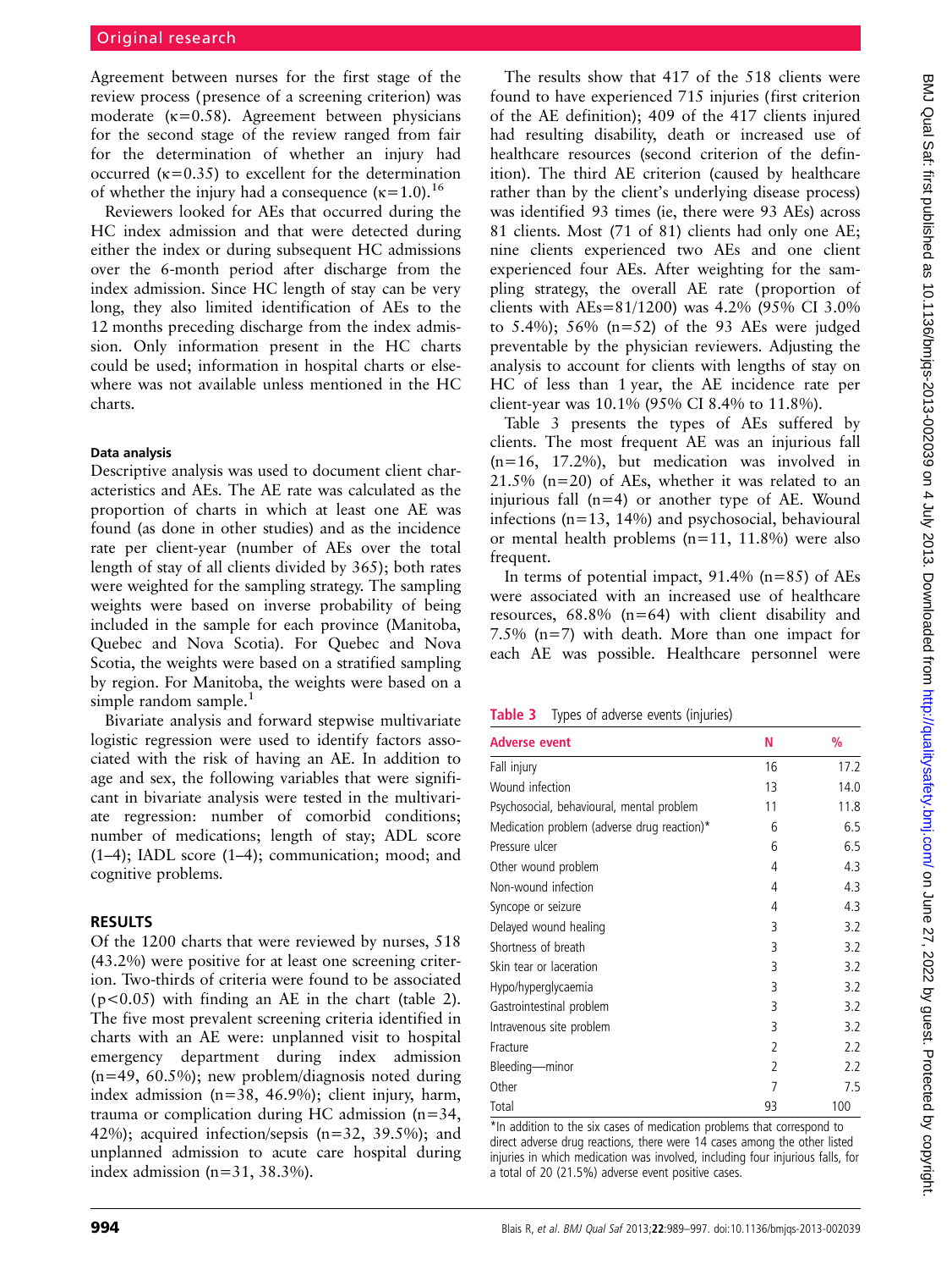Agreement between nurses for the first stage of the review process (presence of a screening criterion) was moderate (κ=0.58). Agreement between physicians for the second stage of the review ranged from fair for the determination of whether an injury had occurred (κ=0.35) to excellent for the determination of whether the injury had a consequence (κ=1.0).[16]

Reviewers looked for AEs that occurred during the HC index admission and that were detected during either the index or during subsequent HC admissions over the 6-month period after discharge from the index admission. Since HC length of stay can be very long, they also limited identification of AEs to the 12 months preceding discharge from the index admission. Only information present in the HC charts could be used; information in hospital charts or elsewhere was not available unless mentioned in the HC charts.

#### Data analysis

Descriptive analysis was used to document client characteristics and AEs. The AE rate was calculated as the proportion of charts in which at least one AE was found (as done in other studies) and as the incidence rate per client-year (number of AEs over the total length of stay of all clients divided by 365); both rates were weighted for the sampling strategy. The sampling weights were based on inverse probability of being included in the sample for each province (Manitoba, Quebec and Nova Scotia). For Quebec and Nova Scotia, the weights were based on a stratified sampling by region. For Manitoba, the weights were based on a simple random sample.[1]

Bivariate analysis and forward stepwise multivariate logistic regression were used to identify factors associated with the risk of having an AE. In addition to age and sex, the following variables that were significant in bivariate analysis were tested in the multivariate regression: number of comorbid conditions; number of medications; length of stay; ADL score (1–4); IADL score (1–4); communication; mood; and cognitive problems.

## RESULTS

Of the 1200 charts that were reviewed by nurses, 518 (43.2%) were positive for at least one screening criterion. Two-thirds of criteria were found to be associated ($p<0.05$) with finding an AE in the chart (table 2). The five most prevalent screening criteria identified in charts with an AE were: unplanned visit to hospital emergency department during index admission (n=49, 60.5%); new problem/diagnosis noted during index admission (n=38, 46.9%); client injury, harm, trauma or complication during HC admission (n=34, 42%); acquired infection/sepsis (n=32, 39.5%); and unplanned admission to acute care hospital during index admission (n=31, 38.3%).

The results show that 417 of the 518 clients were found to have experienced 715 injuries (first criterion of the AE definition); 409 of the 417 clients injured had resulting disability, death or increased use of healthcare resources (second criterion of the definition). The third AE criterion (caused by healthcare rather than by the client's underlying disease process) was identified 93 times (ie, there were 93 AEs) across 81 clients. Most (71 of 81) clients had only one AE; nine clients experienced two AEs and one client experienced four AEs. After weighting for the sampling strategy, the overall AE rate (proportion of clients with AEs=81/1200) was 4.2% (95% CI 3.0% to 5.4%); 56% (n=52) of the 93 AEs were judged preventable by the physician reviewers. Adjusting the analysis to account for clients with lengths of stay on HC of less than 1 year, the AE incidence rate per client-year was 10.1% (95% CI 8.4% to 11.8%).

Table 3 presents the types of AEs suffered by clients. The most frequent AE was an injurious fall (n=16, 17.2%), but medication was involved in 21.5% (n=20) of AEs, whether it was related to an injurious fall (n=4) or another type of AE. Wound infections (n=13, 14%) and psychosocial, behavioural or mental health problems (n=11, 11.8%) were also frequent.

In terms of potential impact, 91.4% (n=85) of AEs were associated with an increased use of healthcare resources, 68.8% (n=64) with client disability and 7.5% (n=7) with death. More than one impact for each AE was possible. Healthcare personnel were

**Table 3** Types of adverse events (injuries)

| Adverse event | N | % |
|---|---|---|
| Fall injury | 16 | 17.2 |
| Wound infection | 13 | 14.0 |
| Psychosocial, behavioural, mental problem | 11 | 11.8 |
| Medication problem (adverse drug reaction)* | 6 | 6.5 |
| Pressure ulcer | 6 | 6.5 |
| Other wound problem | 4 | 4.3 |
| Non-wound infection | 4 | 4.3 |
| Syncope or seizure | 4 | 4.3 |
| Delayed wound healing | 3 | 3.2 |
| Shortness of breath | 3 | 3.2 |
| Skin tear or laceration | 3 | 3.2 |
| Hypo/hyperglycaemia | 3 | 3.2 |
| Gastrointestinal problem | 3 | 3.2 |
| Intravenous site problem | 3 | 3.2 |
| Fracture | 2 | 2.2 |
| Bleeding—minor | 2 | 2.2 |
| Other | 7 | 7.5 |
| Total | 93 | 100 |

*In addition to the six cases of medication problems that correspond to direct adverse drug reactions, there were 14 cases among the other listed injuries in which medication was involved, including four injurious falls, for a total of 20 (21.5%) adverse event positive cases.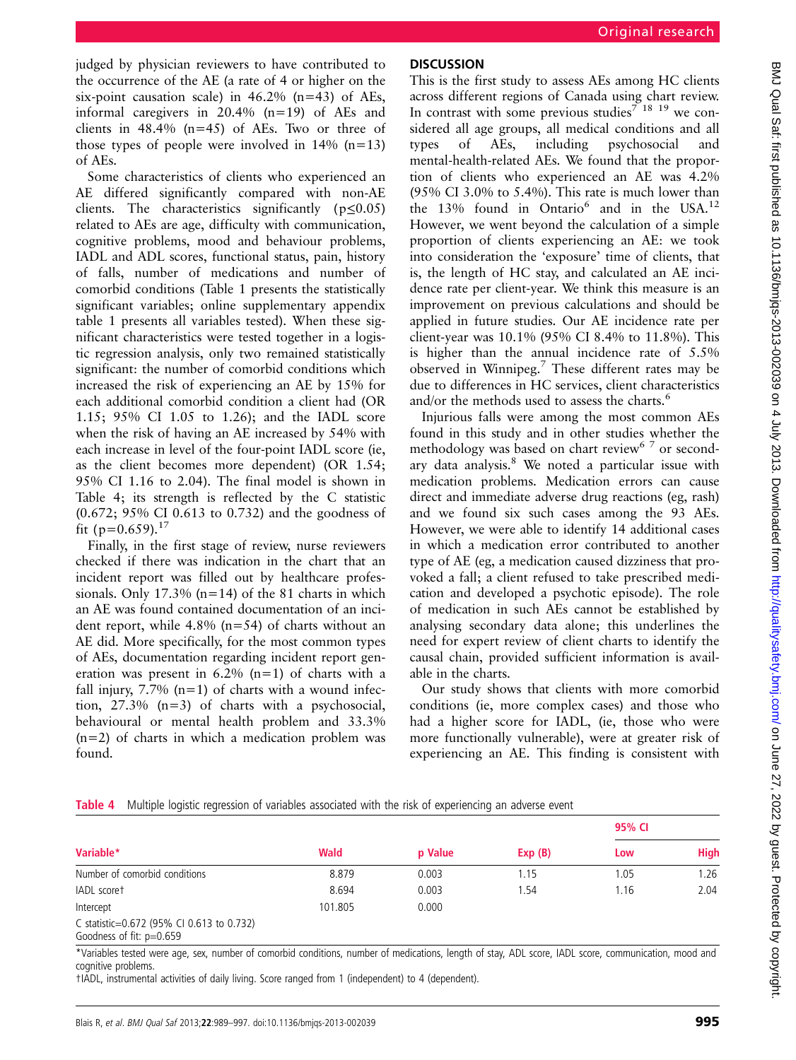judged by physician reviewers to have contributed to the occurrence of the AE (a rate of 4 or higher on the six-point causation scale) in 46.2% (n=43) of AEs, informal caregivers in 20.4% (n=19) of AEs and clients in 48.4% (n=45) of AEs. Two or three of those types of people were involved in 14% (n=13) of AEs.

Some characteristics of clients who experienced an AE differed significantly compared with non-AE clients. The characteristics significantly (p≤0.05) related to AEs are age, difficulty with communication, cognitive problems, mood and behaviour problems, IADL and ADL scores, functional status, pain, history of falls, number of medications and number of comorbid conditions (Table 1 presents the statistically significant variables; online supplementary appendix table 1 presents all variables tested). When these significant characteristics were tested together in a logistic regression analysis, only two remained statistically significant: the number of comorbid conditions which increased the risk of experiencing an AE by 15% for each additional comorbid condition a client had (OR 1.15; 95% CI 1.05 to 1.26); and the IADL score when the risk of having an AE increased by 54% with each increase in level of the four-point IADL score (ie, as the client becomes more dependent) (OR 1.54; 95% CI 1.16 to 2.04). The final model is shown in Table 4; its strength is reflected by the C statistic (0.672; 95% CI 0.613 to 0.732) and the goodness of fit (p=0.659).[17]

Finally, in the first stage of review, nurse reviewers checked if there was indication in the chart that an incident report was filled out by healthcare professionals. Only 17.3% (n=14) of the 81 charts in which an AE was found contained documentation of an incident report, while 4.8% (n=54) of charts without an AE did. More specifically, for the most common types of AEs, documentation regarding incident report generation was present in 6.2% (n=1) of charts with a fall injury, 7.7% (n=1) of charts with a wound infection, 27.3% (n=3) of charts with a psychosocial, behavioural or mental health problem and 33.3% (n=2) of charts in which a medication problem was found.

## DISCUSSION

This is the first study to assess AEs among HC clients across different regions of Canada using chart review. In contrast with some previous studies[7 18 19] we considered all age groups, all medical conditions and all types of AEs, including psychosocial and mental-health-related AEs. We found that the proportion of clients who experienced an AE was 4.2% (95% CI 3.0% to 5.4%). This rate is much lower than the 13% found in Ontario[6] and in the USA.[12] However, we went beyond the calculation of a simple proportion of clients experiencing an AE: we took into consideration the 'exposure' time of clients, that is, the length of HC stay, and calculated an AE incidence rate per client-year. We think this measure is an improvement on previous calculations and should be applied in future studies. Our AE incidence rate per client-year was 10.1% (95% CI 8.4% to 11.8%). This is higher than the annual incidence rate of 5.5% observed in Winnipeg.[7] These different rates may be due to differences in HC services, client characteristics and/or the methods used to assess the charts.[6]

Injurious falls were among the most common AEs found in this study and in other studies whether the methodology was based on chart review[6 7] or secondary data analysis.[8] We noted a particular issue with medication problems. Medication errors can cause direct and immediate adverse drug reactions (eg, rash) and we found six such cases among the 93 AEs. However, we were able to identify 14 additional cases in which a medication error contributed to another type of AE (eg, a medication caused dizziness that provoked a fall; a client refused to take prescribed medication and developed a psychotic episode). The role of medication in such AEs cannot be established by analysing secondary data alone; this underlines the need for expert review of client charts to identify the causal chain, provided sufficient information is available in the charts.

Our study shows that clients with more comorbid conditions (ie, more complex cases) and those who had a higher score for IADL, (ie, those who were more functionally vulnerable), were at greater risk of experiencing an AE. This finding is consistent with

**Table 4** Multiple logistic regression of variables associated with the risk of experiencing an adverse event

| Variable* | Wald | p Value | Exp (B) | 95% CI | |
|---|---|---|---|---|---|
| | | | | Low | High |
| Number of comorbid conditions | 8.879 | 0.003 | 1.15 | 1.05 | 1.26 |
| IADL score† | 8.694 | 0.003 | 1.54 | 1.16 | 2.04 |
| Intercept | 101.805 | 0.000 | | | |
| C statistic=0.672 (95% CI 0.613 to 0.732) Goodness of fit: p=0.659 | | | | | |

*Variables tested were age, sex, number of comorbid conditions, number of medications, length of stay, ADL score, IADL score, communication, mood and cognitive problems.
†IADL, instrumental activities of daily living. Score ranged from 1 (independent) to 4 (dependent).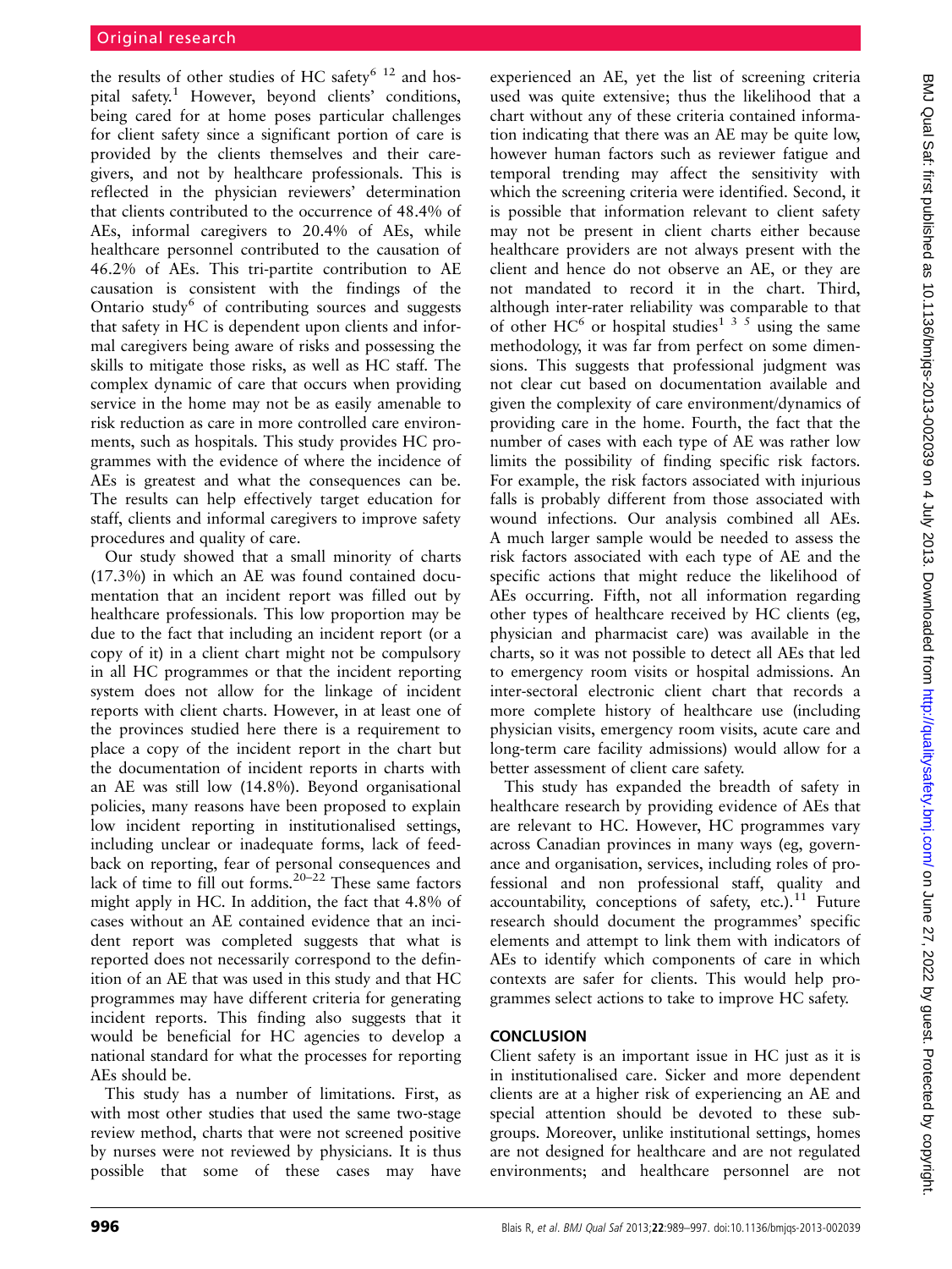the results of other studies of HC safety[6,12] and hospital safety.[1] However, beyond clients' conditions, being cared for at home poses particular challenges for client safety since a significant portion of care is provided by the clients themselves and their caregivers, and not by healthcare professionals. This is reflected in the physician reviewers' determination that clients contributed to the occurrence of 48.4% of AEs, informal caregivers to 20.4% of AEs, while healthcare personnel contributed to the causation of 46.2% of AEs. This tri-partite contribution to AE causation is consistent with the findings of the Ontario study[6] of contributing sources and suggests that safety in HC is dependent upon clients and informal caregivers being aware of risks and possessing the skills to mitigate those risks, as well as HC staff. The complex dynamic of care that occurs when providing service in the home may not be as easily amenable to risk reduction as care in more controlled care environments, such as hospitals. This study provides HC programmes with the evidence of where the incidence of AEs is greatest and what the consequences can be. The results can help effectively target education for staff, clients and informal caregivers to improve safety procedures and quality of care.

Our study showed that a small minority of charts (17.3%) in which an AE was found contained documentation that an incident report was filled out by healthcare professionals. This low proportion may be due to the fact that including an incident report (or a copy of it) in a client chart might not be compulsory in all HC programmes or that the incident reporting system does not allow for the linkage of incident reports with client charts. However, in at least one of the provinces studied here there is a requirement to place a copy of the incident report in the chart but the documentation of incident reports in charts with an AE was still low (14.8%). Beyond organisational policies, many reasons have been proposed to explain low incident reporting in institutionalised settings, including unclear or inadequate forms, lack of feedback on reporting, fear of personal consequences and lack of time to fill out forms.[20–22] These same factors might apply in HC. In addition, the fact that 4.8% of cases without an AE contained evidence that an incident report was completed suggests that what is reported does not necessarily correspond to the definition of an AE that was used in this study and that HC programmes may have different criteria for generating incident reports. This finding also suggests that it would be beneficial for HC agencies to develop a national standard for what the processes for reporting AEs should be.

This study has a number of limitations. First, as with most other studies that used the same two-stage review method, charts that were not screened positive by nurses were not reviewed by physicians. It is thus possible that some of these cases may have experienced an AE, yet the list of screening criteria used was quite extensive; thus the likelihood that a chart without any of these criteria contained information indicating that there was an AE may be quite low, however human factors such as reviewer fatigue and temporal trending may affect the sensitivity with which the screening criteria were identified. Second, it is possible that information relevant to client safety may not be present in client charts either because healthcare providers are not always present with the client and hence do not observe an AE, or they are not mandated to record it in the chart. Third, although inter-rater reliability was comparable to that of other HC[6] or hospital studies[1,3,5] using the same methodology, it was far from perfect on some dimensions. This suggests that professional judgment was not clear cut based on documentation available and given the complexity of care environment/dynamics of providing care in the home. Fourth, the fact that the number of cases with each type of AE was rather low limits the possibility of finding specific risk factors. For example, the risk factors associated with injurious falls is probably different from those associated with wound infections. Our analysis combined all AEs. A much larger sample would be needed to assess the risk factors associated with each type of AE and the specific actions that might reduce the likelihood of AEs occurring. Fifth, not all information regarding other types of healthcare received by HC clients (eg, physician and pharmacist care) was available in the charts, so it was not possible to detect all AEs that led to emergency room visits or hospital admissions. An inter-sectoral electronic client chart that records a more complete history of healthcare use (including physician visits, emergency room visits, acute care and long-term care facility admissions) would allow for a better assessment of client care safety.

This study has expanded the breadth of safety in healthcare research by providing evidence of AEs that are relevant to HC. However, HC programmes vary across Canadian provinces in many ways (eg, governance and organisation, services, including roles of professional and non professional staff, quality and accountability, conceptions of safety, etc.).[11] Future research should document the programmes' specific elements and attempt to link them with indicators of AEs to identify which components of care in which contexts are safer for clients. This would help programmes select actions to take to improve HC safety.

## CONCLUSION

Client safety is an important issue in HC just as it is in institutionalised care. Sicker and more dependent clients are at a higher risk of experiencing an AE and special attention should be devoted to these subgroups. Moreover, unlike institutional settings, homes are not designed for healthcare and are not regulated environments; and healthcare personnel are not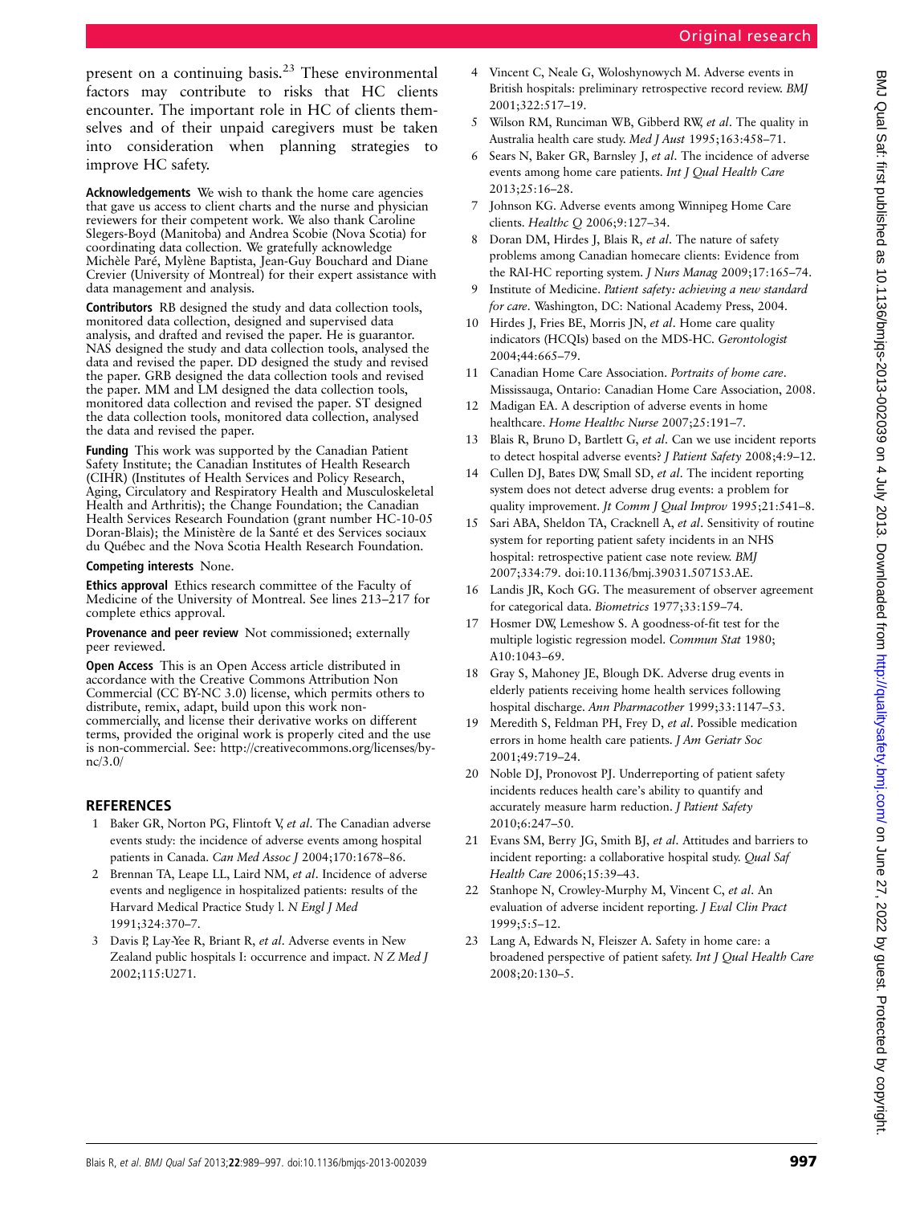present on a continuing basis.[23] These environmental factors may contribute to risks that HC clients encounter. The important role in HC of clients themselves and of their unpaid caregivers must be taken into consideration when planning strategies to improve HC safety.

**Acknowledgements** We wish to thank the home care agencies that gave us access to client charts and the nurse and physician reviewers for their competent work. We also thank Caroline Slegers-Boyd (Manitoba) and Andrea Scobie (Nova Scotia) for coordinating data collection. We gratefully acknowledge Michèle Paré, Mylène Baptista, Jean-Guy Bouchard and Diane Crevier (University of Montreal) for their expert assistance with data management and analysis.

**Contributors** RB designed the study and data collection tools, monitored data collection, designed and supervised data analysis, and drafted and revised the paper. He is guarantor. NAS designed the study and data collection tools, analysed the data and revised the paper. DD designed the study and revised the paper. GRB designed the data collection tools and revised the paper. MM and LM designed the data collection tools, monitored data collection and revised the paper. ST designed the data collection tools, monitored data collection, analysed the data and revised the paper.

**Funding** This work was supported by the Canadian Patient Safety Institute; the Canadian Institutes of Health Research (CIHR) (Institutes of Health Services and Policy Research, Aging, Circulatory and Respiratory Health and Musculoskeletal Health and Arthritis); the Change Foundation; the Canadian Health Services Research Foundation (grant number HC-10-05 Doran-Blais); the Ministère de la Santé et des Services sociaux du Québec and the Nova Scotia Health Research Foundation.

**Competing interests** None.

**Ethics approval** Ethics research committee of the Faculty of Medicine of the University of Montreal. See lines 213–217 for complete ethics approval.

**Provenance and peer review** Not commissioned; externally peer reviewed.

**Open Access** This is an Open Access article distributed in accordance with the Creative Commons Attribution Non Commercial (CC BY-NC 3.0) license, which permits others to distribute, remix, adapt, build upon this work non-commercially, and license their derivative works on different terms, provided the original work is properly cited and the use is non-commercial. See: http://creativecommons.org/licenses/by-nc/3.0/

## REFERENCES

1. Baker GR, Norton PG, Flintoft V, *et al*. The Canadian adverse events study: the incidence of adverse events among hospital patients in Canada. *Can Med Assoc J* 2004;170:1678–86.
2. Brennan TA, Leape LL, Laird NM, *et al*. Incidence of adverse events and negligence in hospitalized patients: results of the Harvard Medical Practice Study I. *N Engl J Med* 1991;324:370–7.
3. Davis P, Lay-Yee R, Briant R, *et al*. Adverse events in New Zealand public hospitals I: occurrence and impact. *N Z Med J* 2002;115:U271.
4. Vincent C, Neale G, Woloshynowych M. Adverse events in British hospitals: preliminary retrospective record review. *BMJ* 2001;322:517–19.
5. Wilson RM, Runciman WB, Gibberd RW, *et al*. The quality in Australia health care study. *Med J Aust* 1995;163:458–71.
6. Sears N, Baker GR, Barnsley J, *et al*. The incidence of adverse events among home care patients. *Int J Qual Health Care* 2013;25:16–28.
7. Johnson KG. Adverse events among Winnipeg Home Care clients. *Healthc Q* 2006;9:127–34.
8. Doran DM, Hirdes J, Blais R, *et al*. The nature of safety problems among Canadian homecare clients: Evidence from the RAI-HC reporting system. *J Nurs Manag* 2009;17:165–74.
9. Institute of Medicine. *Patient safety: achieving a new standard for care*. Washington, DC: National Academy Press, 2004.
10. Hirdes J, Fries BE, Morris JN, *et al*. Home care quality indicators (HCQIs) based on the MDS-HC. *Gerontologist* 2004;44:665–79.
11. Canadian Home Care Association. *Portraits of home care*. Mississauga, Ontario: Canadian Home Care Association, 2008.
12. Madigan EA. A description of adverse events in home healthcare. *Home Healthc Nurse* 2007;25:191–7.
13. Blais R, Bruno D, Bartlett G, *et al*. Can we use incident reports to detect hospital adverse events? *J Patient Safety* 2008;4:9–12.
14. Cullen DJ, Bates DW, Small SD, *et al*. The incident reporting system does not detect adverse drug events: a problem for quality improvement. *Jt Comm J Qual Improv* 1995;21:541–8.
15. Sari ABA, Sheldon TA, Cracknell A, *et al*. Sensitivity of routine system for reporting patient safety incidents in an NHS hospital: retrospective patient case note review. *BMJ* 2007;334:79. doi:10.1136/bmj.39031.507153.AE.
16. Landis JR, Koch GG. The measurement of observer agreement for categorical data. *Biometrics* 1977;33:159–74.
17. Hosmer DW, Lemeshow S. A goodness-of-fit test for the multiple logistic regression model. *Commun Stat* 1980; A10:1043–69.
18. Gray S, Mahoney JE, Blough DK. Adverse drug events in elderly patients receiving home health services following hospital discharge. *Ann Pharmacother* 1999;33:1147–53.
19. Meredith S, Feldman PH, Frey D, *et al*. Possible medication errors in home health care patients. *J Am Geriatr Soc* 2001;49:719–24.
20. Noble DJ, Pronovost PJ. Underreporting of patient safety incidents reduces health care's ability to quantify and accurately measure harm reduction. *J Patient Safety* 2010;6:247–50.
21. Evans SM, Berry JG, Smith BJ, *et al*. Attitudes and barriers to incident reporting: a collaborative hospital study. *Qual Saf Health Care* 2006;15:39–43.
22. Stanhope N, Crowley-Murphy M, Vincent C, *et al*. An evaluation of adverse incident reporting. *J Eval Clin Pract* 1999;5:5–12.
23. Lang A, Edwards N, Fleiszer A. Safety in home care: a broadened perspective of patient safety. *Int J Qual Health Care* 2008;20:130–5.